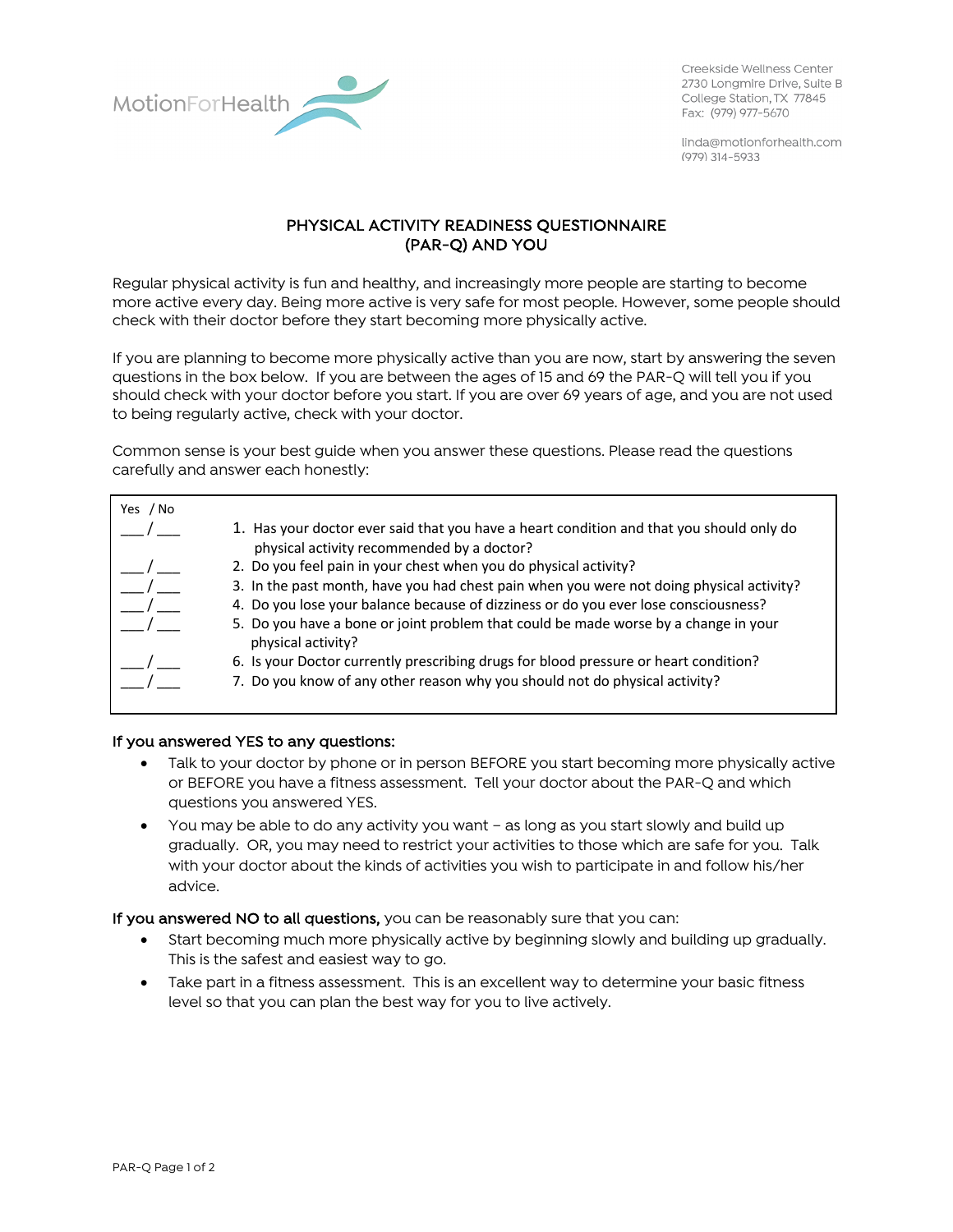MotionForHealth

Creekside Wellness Center
2730 Longmire Drive, Suite B
College Station, TX 77845
Fax: (979) 977-5670

linda@motionforhealth.com
(979) 314-5933

# PHYSICAL ACTIVITY READINESS QUESTIONNAIRE (PAR-Q) AND YOU

Regular physical activity is fun and healthy, and increasingly more people are starting to become more active every day. Being more active is very safe for most people. However, some people should check with their doctor before they start becoming more physically active.

If you are planning to become more physically active than you are now, start by answering the seven questions in the box below. If you are between the ages of 15 and 69 the PAR-Q will tell you if you should check with your doctor before you start. If you are over 69 years of age, and you are not used to being regularly active, check with your doctor.

Common sense is your best guide when you answer these questions. Please read the questions carefully and answer each honestly:

| Yes / No | |
|---|---|
| ___ / ___ | 1. Has your doctor ever said that you have a heart condition and that you should only do physical activity recommended by a doctor? |
| ___ / ___ | 2. Do you feel pain in your chest when you do physical activity? |
| ___ / ___ | 3. In the past month, have you had chest pain when you were not doing physical activity? |
| ___ / ___ | 4. Do you lose your balance because of dizziness or do you ever lose consciousness? |
| ___ / ___ | 5. Do you have a bone or joint problem that could be made worse by a change in your physical activity? |
| ___ / ___ | 6. Is your Doctor currently prescribing drugs for blood pressure or heart condition? |
| ___ / ___ | 7. Do you know of any other reason why you should not do physical activity? |

**If you answered YES to any questions:**

- Talk to your doctor by phone or in person BEFORE you start becoming more physically active or BEFORE you have a fitness assessment. Tell your doctor about the PAR-Q and which questions you answered YES.
- You may be able to do any activity you want – as long as you start slowly and build up gradually. OR, you may need to restrict your activities to those which are safe for you. Talk with your doctor about the kinds of activities you wish to participate in and follow his/her advice.

**If you answered NO to all questions,** you can be reasonably sure that you can:

- Start becoming much more physically active by beginning slowly and building up gradually. This is the safest and easiest way to go.
- Take part in a fitness assessment. This is an excellent way to determine your basic fitness level so that you can plan the best way for you to live actively.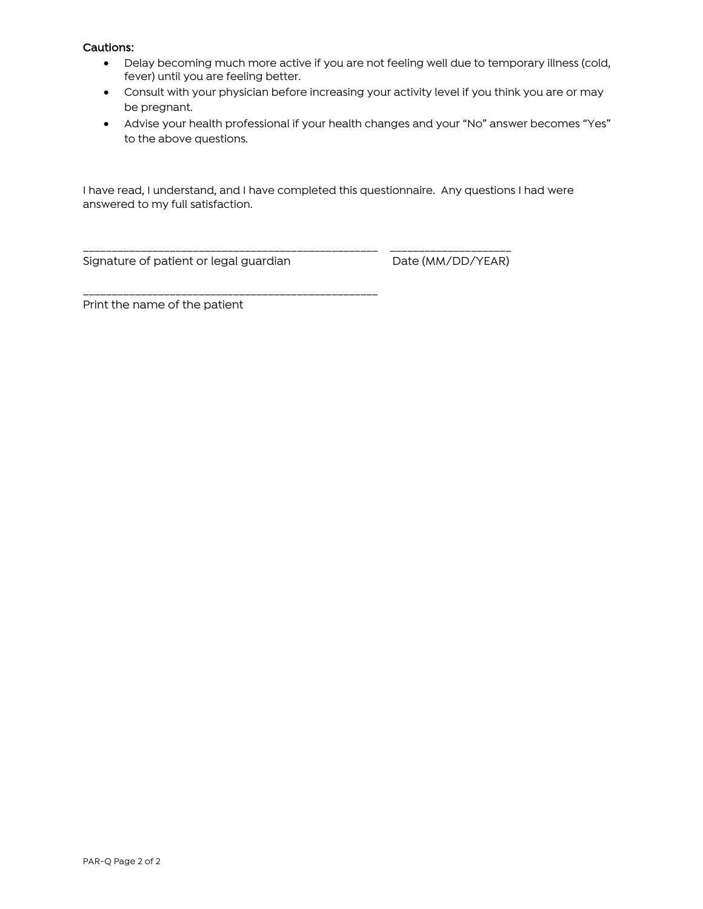**Cautions:**

- Delay becoming much more active if you are not feeling well due to temporary illness (cold, fever) until you are feeling better.
- Consult with your physician before increasing your activity level if you think you are or may be pregnant.
- Advise your health professional if your health changes and your “No” answer becomes “Yes” to the above questions.

I have read, I understand, and I have completed this questionnaire. Any questions I had were answered to my full satisfaction.

_____________________________________________________ ______________________

Signature of patient or legal guardian Date (MM/DD/YEAR)

_____________________________________________________

Print the name of the patient